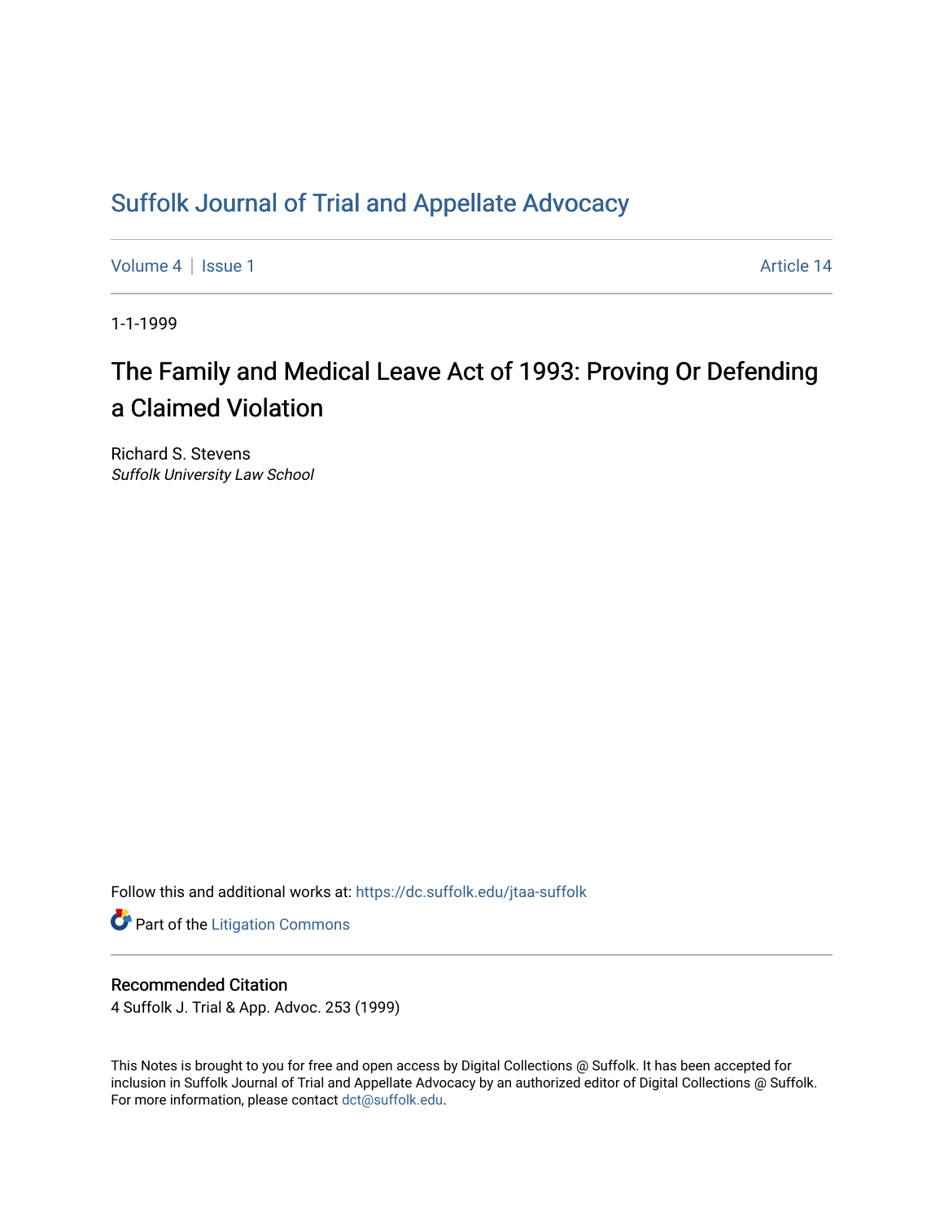# Suffolk Journal of Trial and Appellate Advocacy

Volume 4 | Issue 1 Article 14

1-1-1999

## The Family and Medical Leave Act of 1993: Proving Or Defending a Claimed Violation

Richard S. Stevens
*Suffolk University Law School*

Follow this and additional works at: https://dc.suffolk.edu/jtaa-suffolk

Part of the Litigation Commons

### Recommended Citation

4 Suffolk J. Trial & App. Advoc. 253 (1999)

This Notes is brought to you for free and open access by Digital Collections @ Suffolk. It has been accepted for inclusion in Suffolk Journal of Trial and Appellate Advocacy by an authorized editor of Digital Collections @ Suffolk. For more information, please contact dct@suffolk.edu.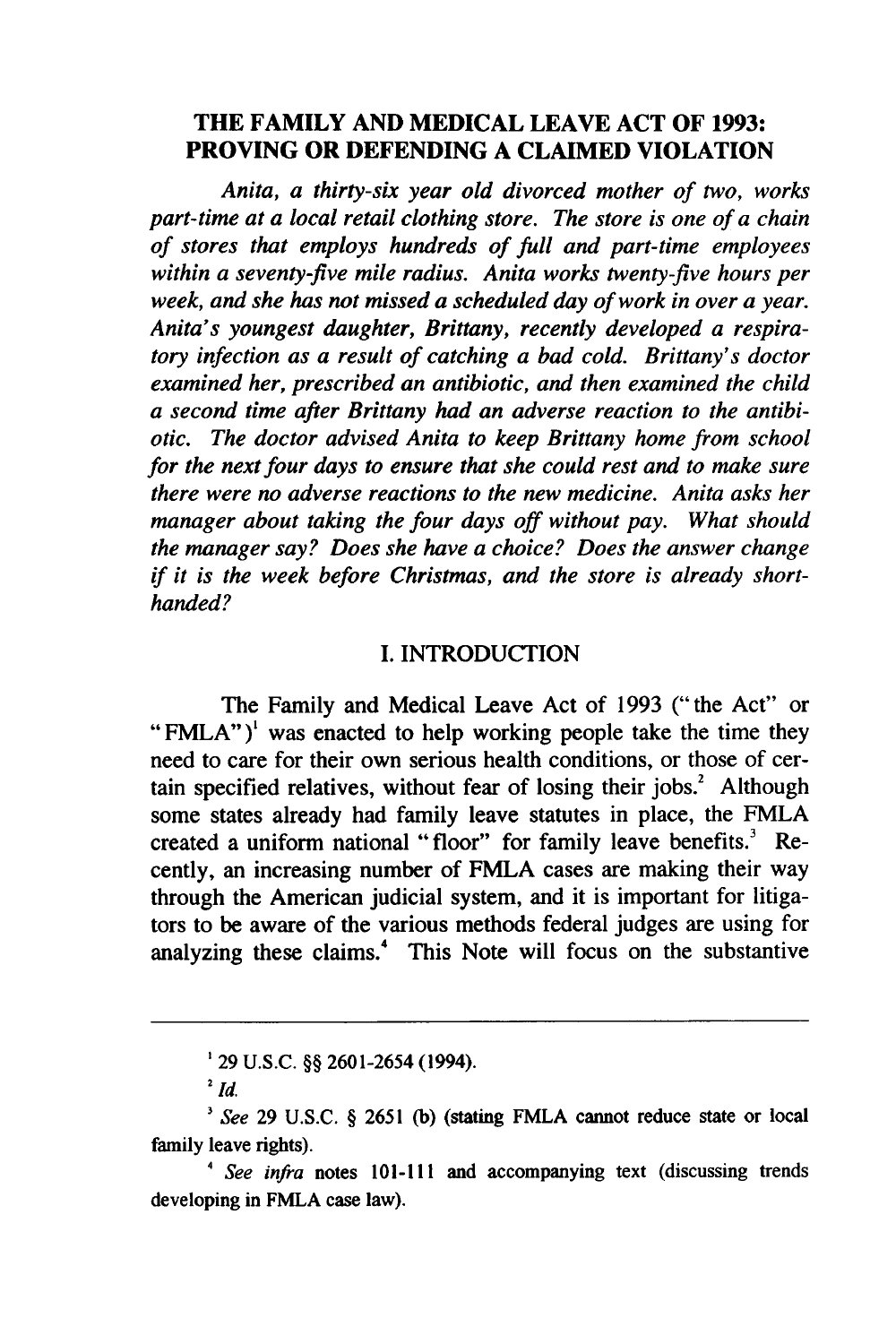# THE FAMILY AND MEDICAL LEAVE ACT OF 1993: PROVING OR DEFENDING A CLAIMED VIOLATION

*Anita, a thirty-six year old divorced mother of two, works part-time at a local retail clothing store. The store is one of a chain of stores that employs hundreds of full and part-time employees within a seventy-five mile radius. Anita works twenty-five hours per week, and she has not missed a scheduled day of work in over a year. Anita's youngest daughter, Brittany, recently developed a respiratory infection as a result of catching a bad cold. Brittany's doctor examined her, prescribed an antibiotic, and then examined the child a second time after Brittany had an adverse reaction to the antibiotic. The doctor advised Anita to keep Brittany home from school for the next four days to ensure that she could rest and to make sure there were no adverse reactions to the new medicine. Anita asks her manager about taking the four days off without pay. What should the manager say? Does she have a choice? Does the answer change if it is the week before Christmas, and the store is already short-handed?*

## I. INTRODUCTION

The Family and Medical Leave Act of 1993 ("the Act" or "FMLA")[1] was enacted to help working people take the time they need to care for their own serious health conditions, or those of certain specified relatives, without fear of losing their jobs.[2] Although some states already had family leave statutes in place, the FMLA created a uniform national "floor" for family leave benefits.[3] Recently, an increasing number of FMLA cases are making their way through the American judicial system, and it is important for litigators to be aware of the various methods federal judges are using for analyzing these claims.[4] This Note will focus on the substantive

---

[1] 29 U.S.C. §§ 2601-2654 (1994).

[2] *Id.*

[3] *See* 29 U.S.C. § 2651 (b) (stating FMLA cannot reduce state or local family leave rights).

[4] *See infra* notes 101-111 and accompanying text (discussing trends developing in FMLA case law).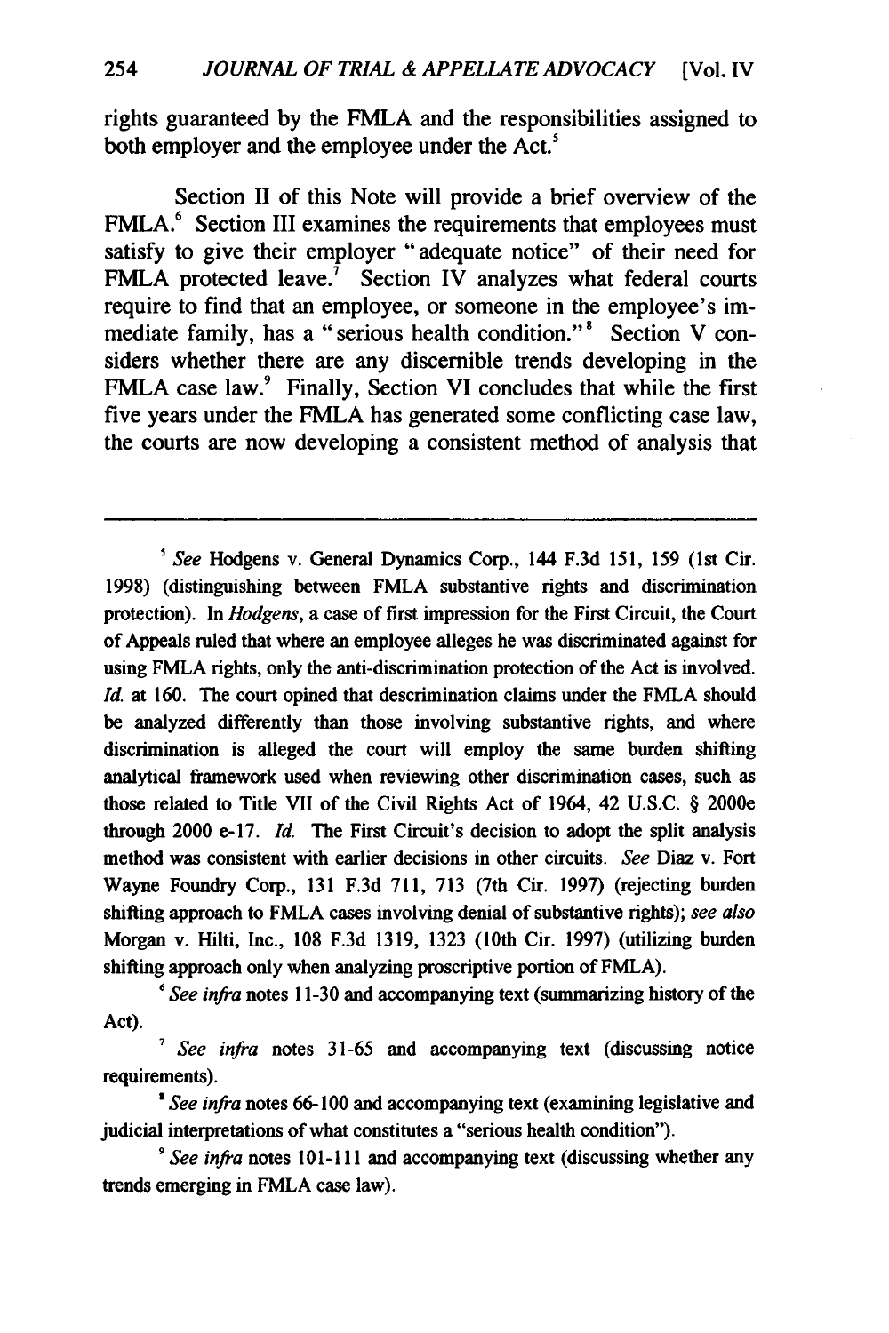rights guaranteed by the FMLA and the responsibilities assigned to both employer and the employee under the Act.[5]

Section II of this Note will provide a brief overview of the FMLA.[6] Section III examines the requirements that employees must satisfy to give their employer "adequate notice" of their need for FMLA protected leave.[7] Section IV analyzes what federal courts require to find that an employee, or someone in the employee's immediate family, has a "serious health condition."[8] Section V considers whether there are any discernible trends developing in the FMLA case law.[9] Finally, Section VI concludes that while the first five years under the FMLA has generated some conflicting case law, the courts are now developing a consistent method of analysis that

---

[5] *See* Hodgens v. General Dynamics Corp., 144 F.3d 151, 159 (1st Cir. 1998) (distinguishing between FMLA substantive rights and discrimination protection). In *Hodgens*, a case of first impression for the First Circuit, the Court of Appeals ruled that where an employee alleges he was discriminated against for using FMLA rights, only the anti-discrimination protection of the Act is involved. *Id.* at 160. The court opined that descrimination claims under the FMLA should be analyzed differently than those involving substantive rights, and where discrimination is alleged the court will employ the same burden shifting analytical framework used when reviewing other discrimination cases, such as those related to Title VII of the Civil Rights Act of 1964, 42 U.S.C. § 2000e through 2000 e-17. *Id.* The First Circuit's decision to adopt the split analysis method was consistent with earlier decisions in other circuits. *See* Diaz v. Fort Wayne Foundry Corp., 131 F.3d 711, 713 (7th Cir. 1997) (rejecting burden shifting approach to FMLA cases involving denial of substantive rights); *see also* Morgan v. Hilti, Inc., 108 F.3d 1319, 1323 (10th Cir. 1997) (utilizing burden shifting approach only when analyzing proscriptive portion of FMLA).

[6] *See infra* notes 11-30 and accompanying text (summarizing history of the Act).

[7] *See infra* notes 31-65 and accompanying text (discussing notice requirements).

[8] *See infra* notes 66-100 and accompanying text (examining legislative and judicial interpretations of what constitutes a "serious health condition").

[9] *See infra* notes 101-111 and accompanying text (discussing whether any trends emerging in FMLA case law).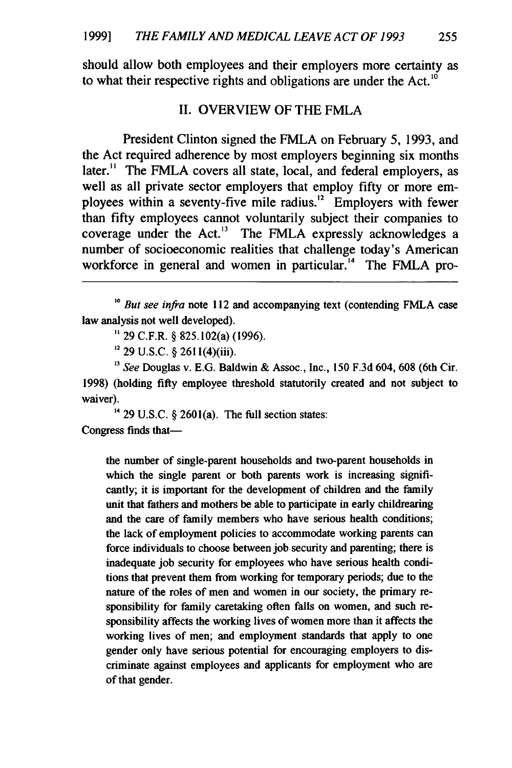should allow both employees and their employers more certainty as to what their respective rights and obligations are under the Act.[10]

## II. OVERVIEW OF THE FMLA

President Clinton signed the FMLA on February 5, 1993, and the Act required adherence by most employers beginning six months later.[11] The FMLA covers all state, local, and federal employers, as well as all private sector employers that employ fifty or more employees within a seventy-five mile radius.[12] Employers with fewer than fifty employees cannot voluntarily subject their companies to coverage under the Act.[13] The FMLA expressly acknowledges a number of socioeconomic realities that challenge today's American workforce in general and women in particular.[14] The FMLA pro-

---

[10] *But see infra* note 112 and accompanying text (contending FMLA case law analysis not well developed).

[11] 29 C.F.R. § 825.102(a) (1996).

[12] 29 U.S.C. § 2611(4)(iii).

[13] *See* Douglas v. E.G. Baldwin & Assoc., Inc., 150 F.3d 604, 608 (6th Cir. 1998) (holding fifty employee threshold statutorily created and not subject to waiver).

[14] 29 U.S.C. § 2601(a). The full section states:

Congress finds that—

> the number of single-parent households and two-parent households in which the single parent or both parents work is increasing significantly; it is important for the development of children and the family unit that fathers and mothers be able to participate in early childrearing and the care of family members who have serious health conditions; the lack of employment policies to accommodate working parents can force individuals to choose between job security and parenting; there is inadequate job security for employees who have serious health conditions that prevent them from working for temporary periods; due to the nature of the roles of men and women in our society, the primary responsibility for family caretaking often falls on women, and such responsibility affects the working lives of women more than it affects the working lives of men; and employment standards that apply to one gender only have serious potential for encouraging employers to discriminate against employees and applicants for employment who are of that gender.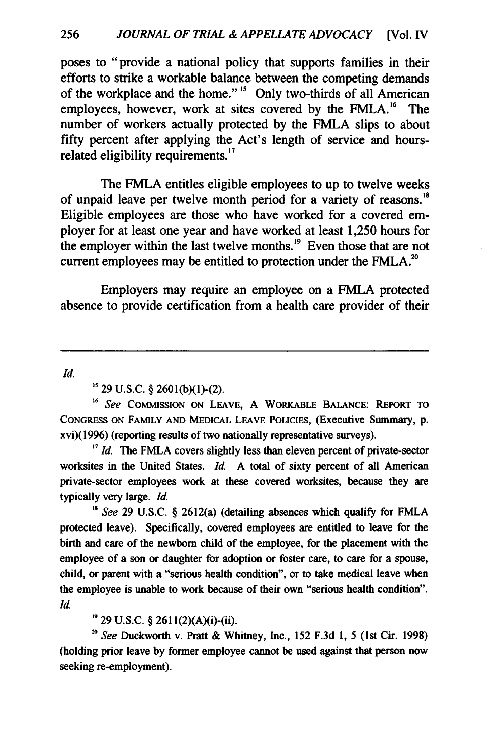poses to "provide a national policy that supports families in their efforts to strike a workable balance between the competing demands of the workplace and the home."[15] Only two-thirds of all American employees, however, work at sites covered by the FMLA.[16] The number of workers actually protected by the FMLA slips to about fifty percent after applying the Act's length of service and hours-related eligibility requirements.[17]

The FMLA entitles eligible employees to up to twelve weeks of unpaid leave per twelve month period for a variety of reasons.[18] Eligible employees are those who have worked for a covered employer for at least one year and have worked at least 1,250 hours for the employer within the last twelve months.[19] Even those that are not current employees may be entitled to protection under the FMLA.[20]

Employers may require an employee on a FMLA protected absence to provide certification from a health care provider of their

---

*Id.*

[15] 29 U.S.C. § 2601(b)(1)-(2).

[16] *See* COMMISSION ON LEAVE, A WORKABLE BALANCE: REPORT TO CONGRESS ON FAMILY AND MEDICAL LEAVE POLICIES, (Executive Summary, p. xvi)(1996) (reporting results of two nationally representative surveys).

[17] *Id.* The FMLA covers slightly less than eleven percent of private-sector worksites in the United States. *Id.* A total of sixty percent of all American private-sector employees work at these covered worksites, because they are typically very large. *Id.*

[18] *See* 29 U.S.C. § 2612(a) (detailing absences which qualify for FMLA protected leave). Specifically, covered employees are entitled to leave for the birth and care of the newborn child of the employee, for the placement with the employee of a son or daughter for adoption or foster care, to care for a spouse, child, or parent with a "serious health condition", or to take medical leave when the employee is unable to work because of their own "serious health condition". *Id.*

[19] 29 U.S.C. § 2611(2)(A)(i)-(ii).

[20] *See* Duckworth v. Pratt & Whitney, Inc., 152 F.3d 1, 5 (1st Cir. 1998) (holding prior leave by former employee cannot be used against that person now seeking re-employment).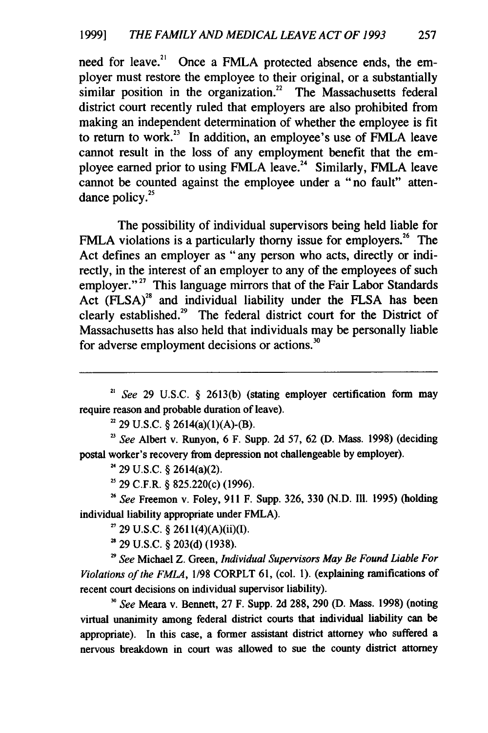need for leave.[21] Once a FMLA protected absence ends, the employer must restore the employee to their original, or a substantially similar position in the organization.[22] The Massachusetts federal district court recently ruled that employers are also prohibited from making an independent determination of whether the employee is fit to return to work.[23] In addition, an employee's use of FMLA leave cannot result in the loss of any employment benefit that the employee earned prior to using FMLA leave.[24] Similarly, FMLA leave cannot be counted against the employee under a "no fault" attendance policy.[25]

The possibility of individual supervisors being held liable for FMLA violations is a particularly thorny issue for employers.[26] The Act defines an employer as "any person who acts, directly or indirectly, in the interest of an employer to any of the employees of such employer."[27] This language mirrors that of the Fair Labor Standards Act (FLSA)[28] and individual liability under the FLSA has been clearly established.[29] The federal district court for the District of Massachusetts has also held that individuals may be personally liable for adverse employment decisions or actions.[30]

---

[21] *See* 29 U.S.C. § 2613(b) (stating employer certification form may require reason and probable duration of leave).

[22] 29 U.S.C. § 2614(a)(1)(A)-(B).

[23] *See* Albert v. Runyon, 6 F. Supp. 2d 57, 62 (D. Mass. 1998) (deciding postal worker's recovery from depression not challengeable by employer).

[24] 29 U.S.C. § 2614(a)(2).

[25] 29 C.F.R. § 825.220(c) (1996).

[26] *See* Freemon v. Foley, 911 F. Supp. 326, 330 (N.D. Ill. 1995) (holding individual liability appropriate under FMLA).

[27] 29 U.S.C. § 2611(4)(A)(ii)(I).

[28] 29 U.S.C. § 203(d) (1938).

[29] *See* Michael Z. Green, *Individual Supervisors May Be Found Liable For Violations of the FMLA*, 1/98 CORPLT 61, (col. 1). (explaining ramifications of recent court decisions on individual supervisor liability).

[30] *See* Meara v. Bennett, 27 F. Supp. 2d 288, 290 (D. Mass. 1998) (noting virtual unanimity among federal district courts that individual liability can be appropriate). In this case, a former assistant district attorney who suffered a nervous breakdown in court was allowed to sue the county district attorney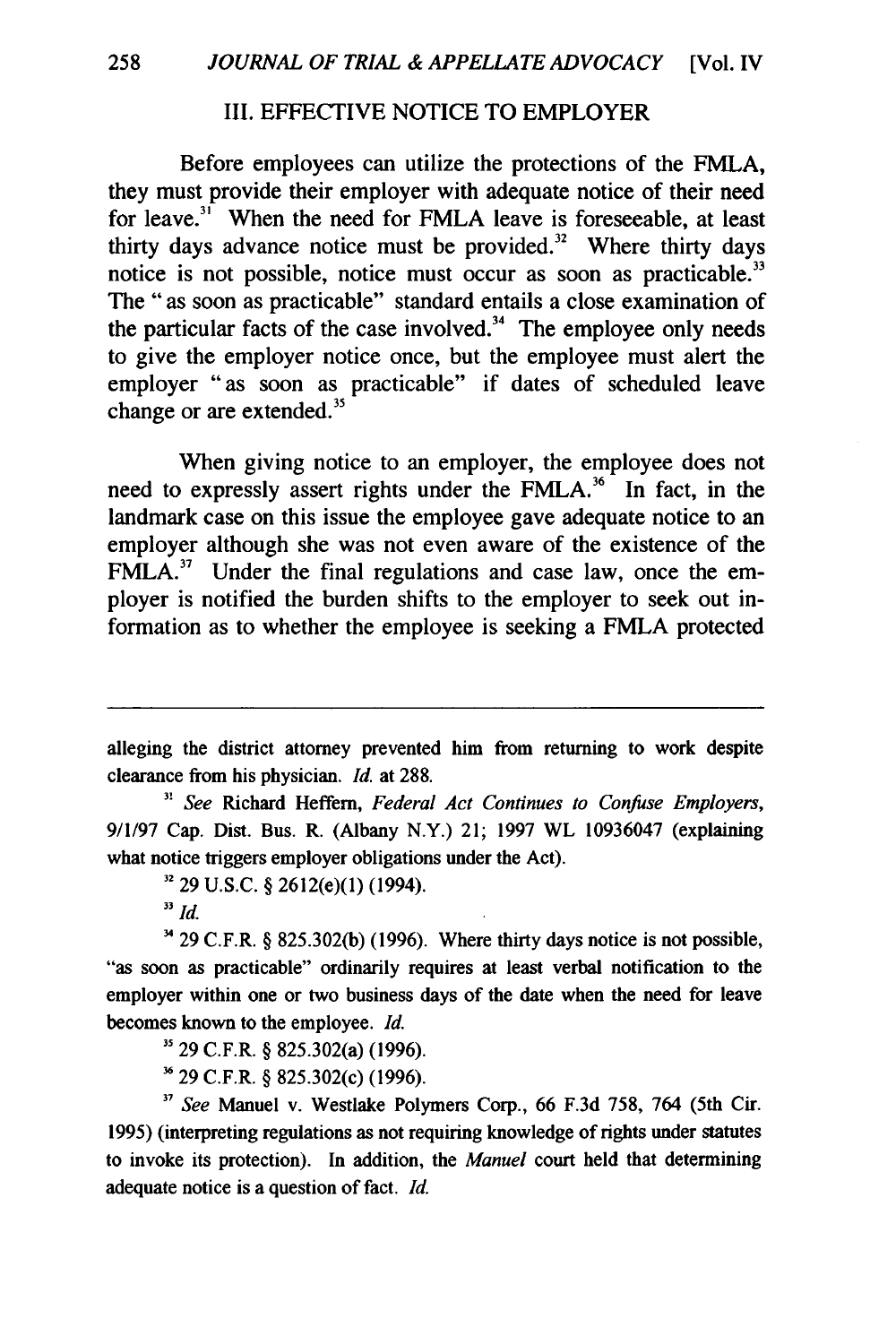## III. EFFECTIVE NOTICE TO EMPLOYER

Before employees can utilize the protections of the FMLA, they must provide their employer with adequate notice of their need for leave.[31] When the need for FMLA leave is foreseeable, at least thirty days advance notice must be provided.[32] Where thirty days notice is not possible, notice must occur as soon as practicable.[33] The "as soon as practicable" standard entails a close examination of the particular facts of the case involved.[34] The employee only needs to give the employer notice once, but the employee must alert the employer "as soon as practicable" if dates of scheduled leave change or are extended.[35]

When giving notice to an employer, the employee does not need to expressly assert rights under the FMLA.[36] In fact, in the landmark case on this issue the employee gave adequate notice to an employer although she was not even aware of the existence of the FMLA.[37] Under the final regulations and case law, once the employer is notified the burden shifts to the employer to seek out information as to whether the employee is seeking a FMLA protected

---

alleging the district attorney prevented him from returning to work despite clearance from his physician. *Id.* at 288.

[31] *See* Richard Heffern, *Federal Act Continues to Confuse Employers*, 9/1/97 Cap. Dist. Bus. R. (Albany N.Y.) 21; 1997 WL 10936047 (explaining what notice triggers employer obligations under the Act).

[32] 29 U.S.C. § 2612(e)(1) (1994).

[33] *Id.*

[34] 29 C.F.R. § 825.302(b) (1996). Where thirty days notice is not possible, "as soon as practicable" ordinarily requires at least verbal notification to the employer within one or two business days of the date when the need for leave becomes known to the employee. *Id.*

[35] 29 C.F.R. § 825.302(a) (1996).

[36] 29 C.F.R. § 825.302(c) (1996).

[37] *See* Manuel v. Westlake Polymers Corp., 66 F.3d 758, 764 (5th Cir. 1995) (interpreting regulations as not requiring knowledge of rights under statutes to invoke its protection). In addition, the *Manuel* court held that determining adequate notice is a question of fact. *Id.*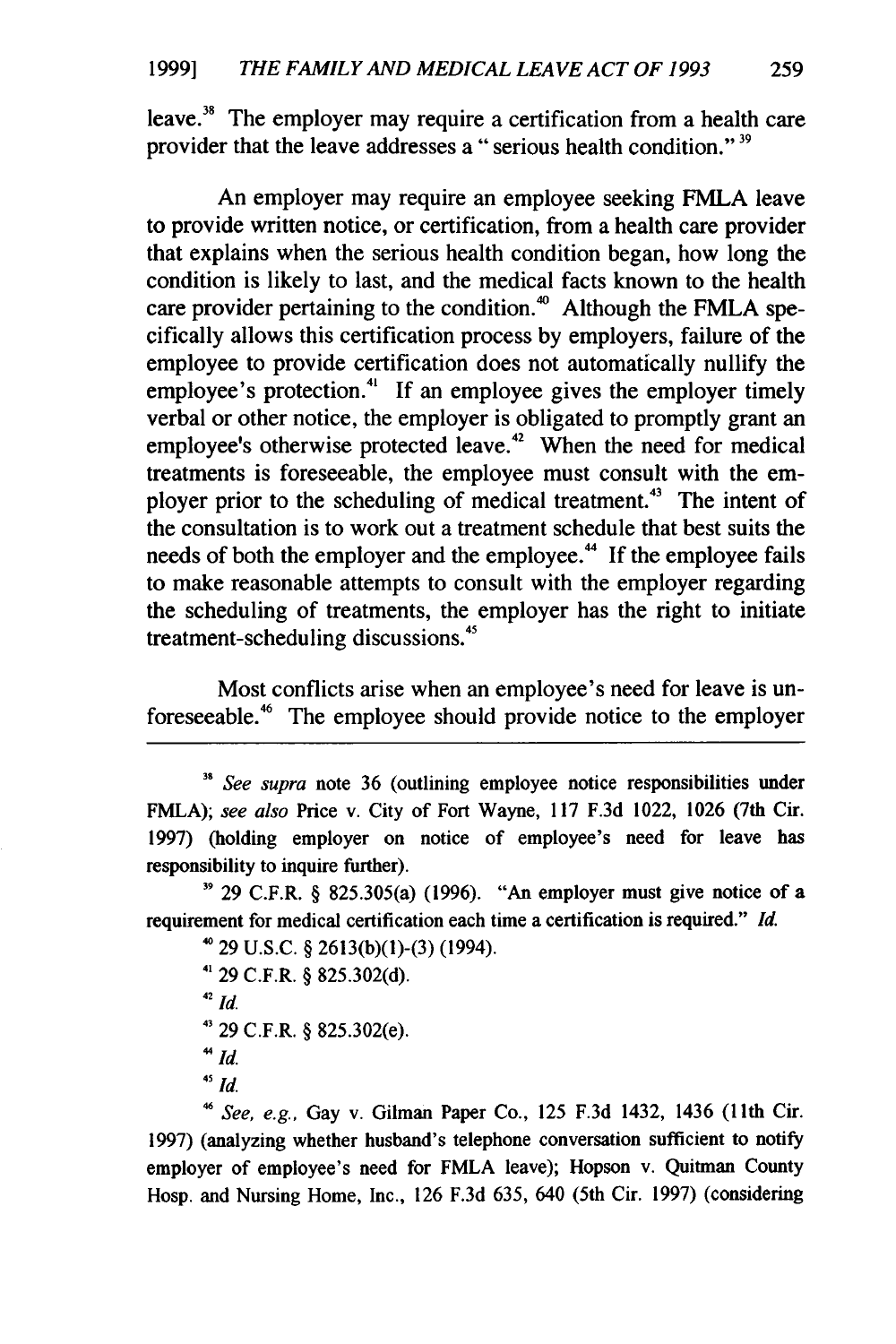leave.[38] The employer may require a certification from a health care provider that the leave addresses a "serious health condition."[39]

An employer may require an employee seeking FMLA leave to provide written notice, or certification, from a health care provider that explains when the serious health condition began, how long the condition is likely to last, and the medical facts known to the health care provider pertaining to the condition.[40] Although the FMLA specifically allows this certification process by employers, failure of the employee to provide certification does not automatically nullify the employee's protection.[41] If an employee gives the employer timely verbal or other notice, the employer is obligated to promptly grant an employee's otherwise protected leave.[42] When the need for medical treatments is foreseeable, the employee must consult with the employer prior to the scheduling of medical treatment.[43] The intent of the consultation is to work out a treatment schedule that best suits the needs of both the employer and the employee.[44] If the employee fails to make reasonable attempts to consult with the employer regarding the scheduling of treatments, the employer has the right to initiate treatment-scheduling discussions.[45]

Most conflicts arise when an employee's need for leave is unforeseeable.[46] The employee should provide notice to the employer

---

[38] *See supra* note 36 (outlining employee notice responsibilities under FMLA); *see also* Price v. City of Fort Wayne, 117 F.3d 1022, 1026 (7th Cir. 1997) (holding employer on notice of employee's need for leave has responsibility to inquire further).

[39] 29 C.F.R. § 825.305(a) (1996). "An employer must give notice of a requirement for medical certification each time a certification is required." *Id.*

[40] 29 U.S.C. § 2613(b)(1)-(3) (1994).

[41] 29 C.F.R. § 825.302(d).

[42] *Id.*

[43] 29 C.F.R. § 825.302(e).

[44] *Id.*

[45] *Id.*

[46] *See, e.g.,* Gay v. Gilman Paper Co., 125 F.3d 1432, 1436 (11th Cir. 1997) (analyzing whether husband's telephone conversation sufficient to notify employer of employee's need for FMLA leave); Hopson v. Quitman County Hosp. and Nursing Home, Inc., 126 F.3d 635, 640 (5th Cir. 1997) (considering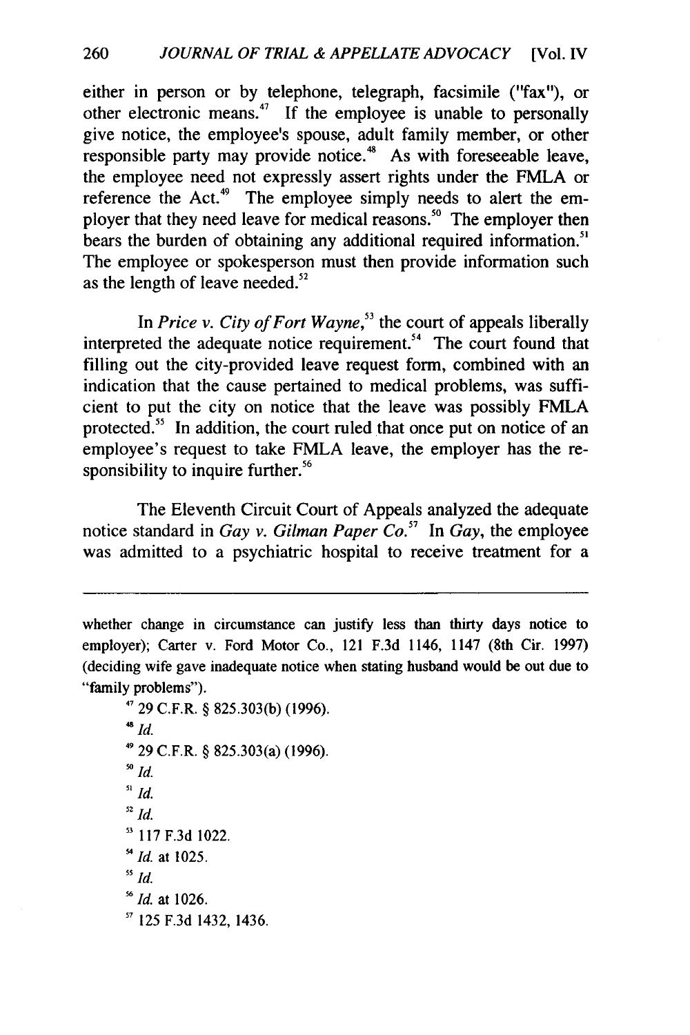either in person or by telephone, telegraph, facsimile ("fax"), or other electronic means.[47] If the employee is unable to personally give notice, the employee's spouse, adult family member, or other responsible party may provide notice.[48] As with foreseeable leave, the employee need not expressly assert rights under the FMLA or reference the Act.[49] The employee simply needs to alert the employer that they need leave for medical reasons.[50] The employer then bears the burden of obtaining any additional required information.[51] The employee or spokesperson must then provide information such as the length of leave needed.[52]

In *Price v. City of Fort Wayne*,[53] the court of appeals liberally interpreted the adequate notice requirement.[54] The court found that filling out the city-provided leave request form, combined with an indication that the cause pertained to medical problems, was sufficient to put the city on notice that the leave was possibly FMLA protected.[55] In addition, the court ruled that once put on notice of an employee's request to take FMLA leave, the employer has the responsibility to inquire further.[56]

The Eleventh Circuit Court of Appeals analyzed the adequate notice standard in *Gay v. Gilman Paper Co.*[57] In *Gay*, the employee was admitted to a psychiatric hospital to receive treatment for a

---

whether change in circumstance can justify less than thirty days notice to employer); Carter v. Ford Motor Co., 121 F.3d 1146, 1147 (8th Cir. 1997) (deciding wife gave inadequate notice when stating husband would be out due to "family problems").

[47] 29 C.F.R. § 825.303(b) (1996).

[48] *Id.*

[49] 29 C.F.R. § 825.303(a) (1996).

[50] *Id.*

[51] *Id.*

[52] *Id.*

[53] 117 F.3d 1022.

[54] *Id.* at 1025.

[55] *Id.*

[56] *Id.* at 1026.

[57] 125 F.3d 1432, 1436.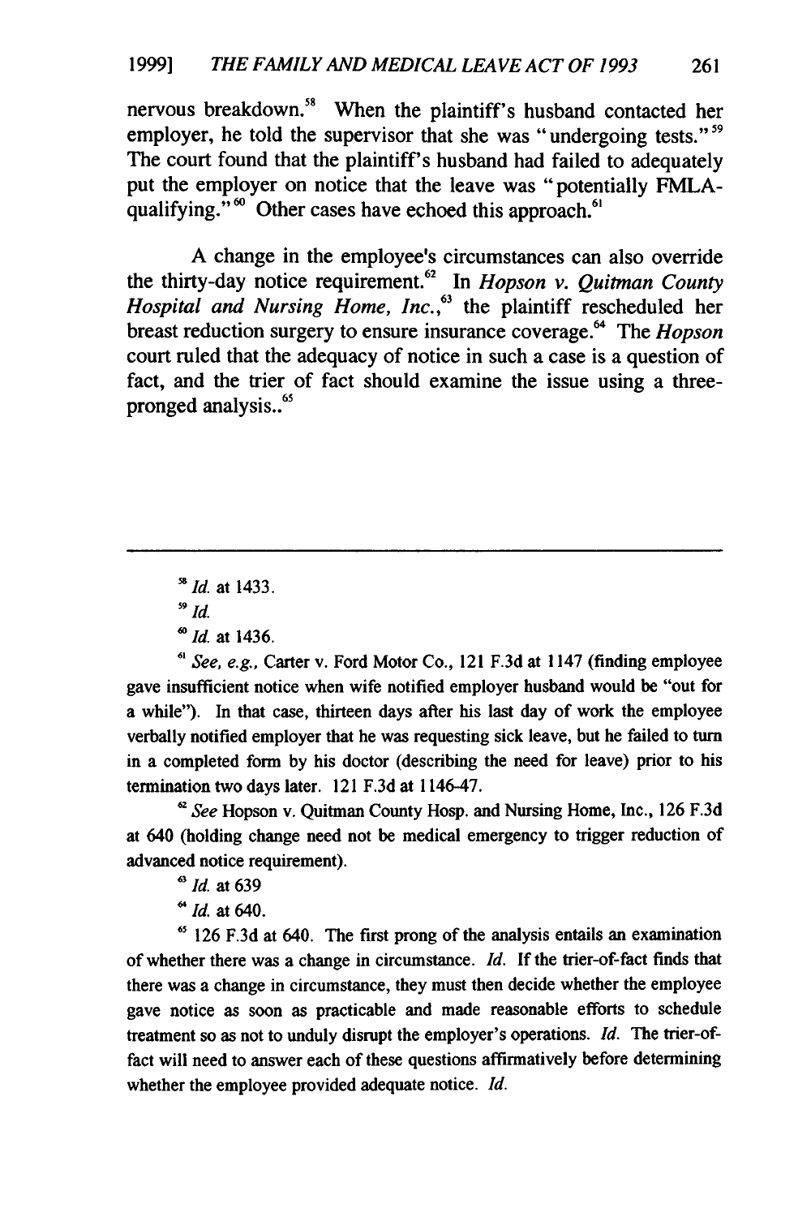nervous breakdown.[58] When the plaintiff's husband contacted her employer, he told the supervisor that she was "undergoing tests."[59] The court found that the plaintiff's husband had failed to adequately put the employer on notice that the leave was "potentially FMLA-qualifying."[60] Other cases have echoed this approach.[61]

A change in the employee's circumstances can also override the thirty-day notice requirement.[62] In *Hopson v. Quitman County Hospital and Nursing Home, Inc.*,[63] the plaintiff rescheduled her breast reduction surgery to ensure insurance coverage.[64] The *Hopson* court ruled that the adequacy of notice in such a case is a question of fact, and the trier of fact should examine the issue using a three-pronged analysis..[65]

---

[58] *Id.* at 1433.

[59] *Id.*

[60] *Id.* at 1436.

[61] *See, e.g.*, Carter v. Ford Motor Co., 121 F.3d at 1147 (finding employee gave insufficient notice when wife notified employer husband would be "out for a while"). In that case, thirteen days after his last day of work the employee verbally notified employer that he was requesting sick leave, but he failed to turn in a completed form by his doctor (describing the need for leave) prior to his termination two days later. 121 F.3d at 1146-47.

[62] *See* Hopson v. Quitman County Hosp. and Nursing Home, Inc., 126 F.3d at 640 (holding change need not be medical emergency to trigger reduction of advanced notice requirement).

[63] *Id.* at 639

[64] *Id.* at 640.

[65] 126 F.3d at 640. The first prong of the analysis entails an examination of whether there was a change in circumstance. *Id.* If the trier-of-fact finds that there was a change in circumstance, they must then decide whether the employee gave notice as soon as practicable and made reasonable efforts to schedule treatment so as not to unduly disrupt the employer's operations. *Id.* The trier-of-fact will need to answer each of these questions affirmatively before determining whether the employee provided adequate notice. *Id.*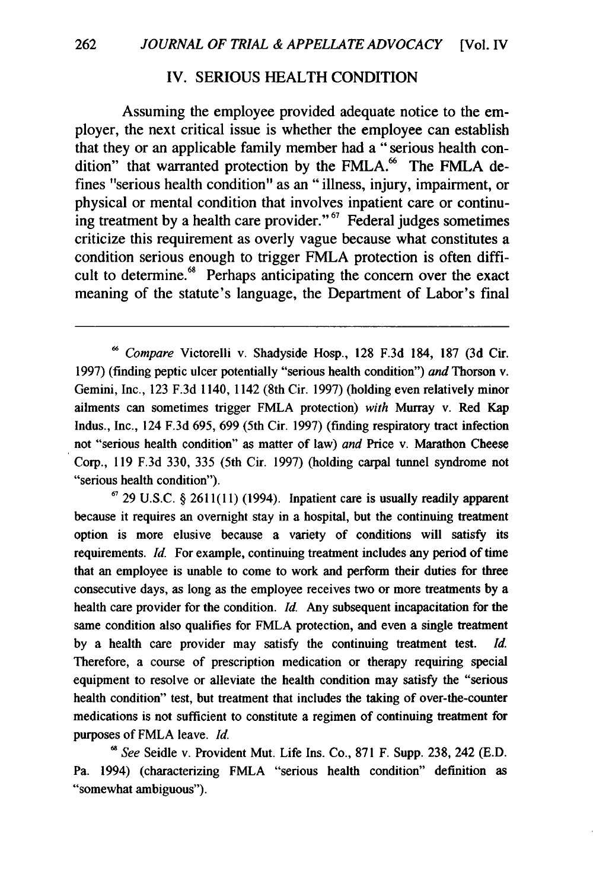## IV. SERIOUS HEALTH CONDITION

Assuming the employee provided adequate notice to the employer, the next critical issue is whether the employee can establish that they or an applicable family member had a "serious health condition" that warranted protection by the FMLA.[66] The FMLA defines "serious health condition" as an "illness, injury, impairment, or physical or mental condition that involves inpatient care or continuing treatment by a health care provider."[67] Federal judges sometimes criticize this requirement as overly vague because what constitutes a condition serious enough to trigger FMLA protection is often difficult to determine.[68] Perhaps anticipating the concern over the exact meaning of the statute's language, the Department of Labor's final

---

[66] *Compare* Victorelli v. Shadyside Hosp., 128 F.3d 184, 187 (3d Cir. 1997) (finding peptic ulcer potentially "serious health condition") *and* Thorson v. Gemini, Inc., 123 F.3d 1140, 1142 (8th Cir. 1997) (holding even relatively minor ailments can sometimes trigger FMLA protection) *with* Murray v. Red Kap Indus., Inc., 124 F.3d 695, 699 (5th Cir. 1997) (finding respiratory tract infection not "serious health condition" as matter of law) *and* Price v. Marathon Cheese Corp., 119 F.3d 330, 335 (5th Cir. 1997) (holding carpal tunnel syndrome not "serious health condition").

[67] 29 U.S.C. § 2611(11) (1994). Inpatient care is usually readily apparent because it requires an overnight stay in a hospital, but the continuing treatment option is more elusive because a variety of conditions will satisfy its requirements. *Id.* For example, continuing treatment includes any period of time that an employee is unable to come to work and perform their duties for three consecutive days, as long as the employee receives two or more treatments by a health care provider for the condition. *Id.* Any subsequent incapacitation for the same condition also qualifies for FMLA protection, and even a single treatment by a health care provider may satisfy the continuing treatment test. *Id.* Therefore, a course of prescription medication or therapy requiring special equipment to resolve or alleviate the health condition may satisfy the "serious health condition" test, but treatment that includes the taking of over-the-counter medications is not sufficient to constitute a regimen of continuing treatment for purposes of FMLA leave. *Id.*

[68] *See* Seidle v. Provident Mut. Life Ins. Co., 871 F. Supp. 238, 242 (E.D. Pa. 1994) (characterizing FMLA "serious health condition" definition as "somewhat ambiguous").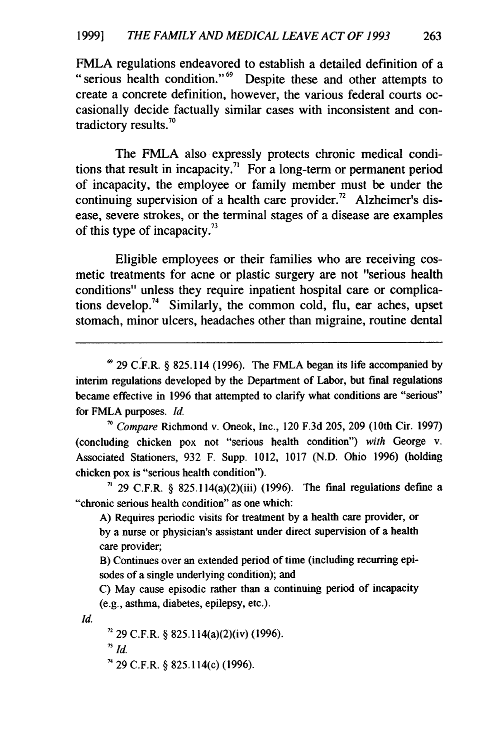FMLA regulations endeavored to establish a detailed definition of a "serious health condition."[69] Despite these and other attempts to create a concrete definition, however, the various federal courts occasionally decide factually similar cases with inconsistent and contradictory results.[70]

The FMLA also expressly protects chronic medical conditions that result in incapacity.[71] For a long-term or permanent period of incapacity, the employee or family member must be under the continuing supervision of a health care provider.[72] Alzheimer's disease, severe strokes, or the terminal stages of a disease are examples of this type of incapacity.[73]

Eligible employees or their families who are receiving cosmetic treatments for acne or plastic surgery are not "serious health conditions" unless they require inpatient hospital care or complications develop.[74] Similarly, the common cold, flu, ear aches, upset stomach, minor ulcers, headaches other than migraine, routine dental

---

[69] 29 C.F.R. § 825.114 (1996). The FMLA began its life accompanied by interim regulations developed by the Department of Labor, but final regulations became effective in 1996 that attempted to clarify what conditions are "serious" for FMLA purposes. *Id.*

[70] *Compare* Richmond v. Oneok, Inc., 120 F.3d 205, 209 (10th Cir. 1997) (concluding chicken pox not "serious health condition") *with* George v. Associated Stationers, 932 F. Supp. 1012, 1017 (N.D. Ohio 1996) (holding chicken pox is "serious health condition").

[71] 29 C.F.R. § 825.114(a)(2)(iii) (1996). The final regulations define a "chronic serious health condition" as one which:

> A) Requires periodic visits for treatment by a health care provider, or by a nurse or physician's assistant under direct supervision of a health care provider;
>
> B) Continues over an extended period of time (including recurring episodes of a single underlying condition); and
>
> C) May cause episodic rather than a continuing period of incapacity (e.g., asthma, diabetes, epilepsy, etc.).

*Id.*

[72] 29 C.F.R. § 825.114(a)(2)(iv) (1996).

[73] *Id.*

[74] 29 C.F.R. § 825.114(c) (1996).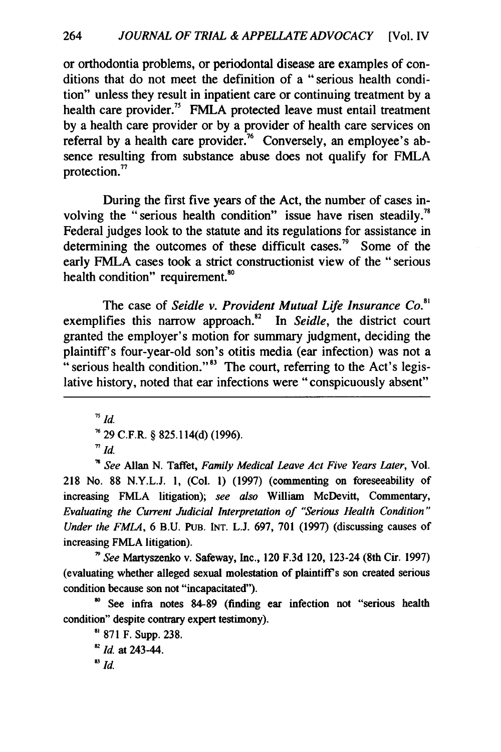or orthodontia problems, or periodontal disease are examples of conditions that do not meet the definition of a "serious health condition" unless they result in inpatient care or continuing treatment by a health care provider.[75] FMLA protected leave must entail treatment by a health care provider or by a provider of health care services on referral by a health care provider.[76] Conversely, an employee's absence resulting from substance abuse does not qualify for FMLA protection.[77]

During the first five years of the Act, the number of cases involving the "serious health condition" issue have risen steadily.[78] Federal judges look to the statute and its regulations for assistance in determining the outcomes of these difficult cases.[79] Some of the early FMLA cases took a strict constructionist view of the "serious health condition" requirement.[80]

The case of *Seidle v. Provident Mutual Life Insurance Co.*[81] exemplifies this narrow approach.[82] In *Seidle*, the district court granted the employer's motion for summary judgment, deciding the plaintiff's four-year-old son's otitis media (ear infection) was not a "serious health condition."[83] The court, referring to the Act's legislative history, noted that ear infections were "conspicuously absent"

---

[75] *Id.*

[76] 29 C.F.R. § 825.114(d) (1996).

[77] *Id.*

[78] *See* Allan N. Taffet, *Family Medical Leave Act Five Years Later*, Vol. 218 No. 88 N.Y.L.J. 1, (Col. 1) (1997) (commenting on foreseeability of increasing FMLA litigation); *see also* William McDevitt, Commentary, *Evaluating the Current Judicial Interpretation of "Serious Health Condition" Under the FMLA*, 6 B.U. PUB. INT. L.J. 697, 701 (1997) (discussing causes of increasing FMLA litigation).

[79] *See* Martyszenko v. Safeway, Inc., 120 F.3d 120, 123-24 (8th Cir. 1997) (evaluating whether alleged sexual molestation of plaintiff's son created serious condition because son not "incapacitated").

[80] See infra notes 84-89 (finding ear infection not "serious health condition" despite contrary expert testimony).

[81] 871 F. Supp. 238.

[82] *Id.* at 243-44.

[83] *Id.*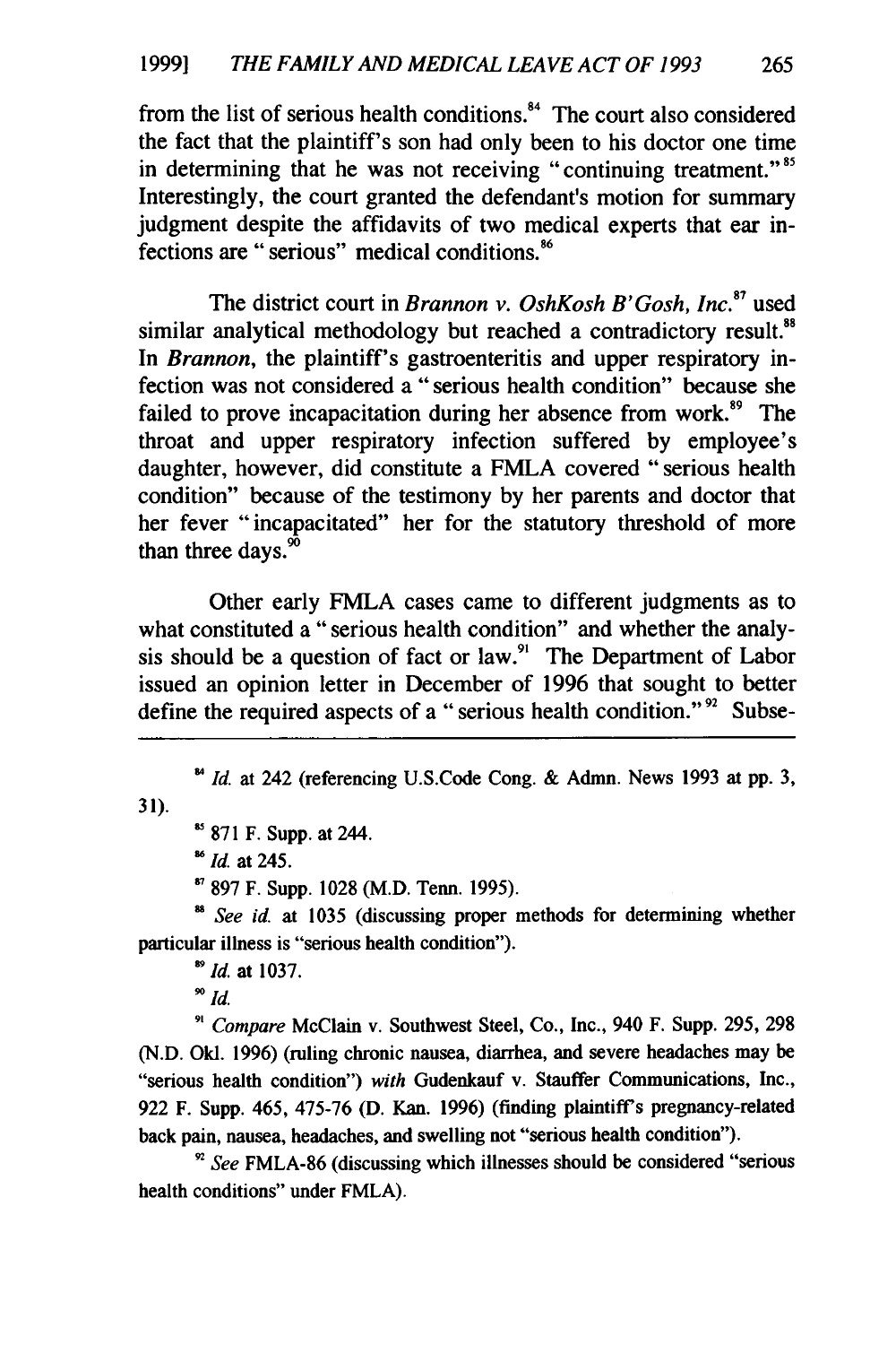from the list of serious health conditions.[84] The court also considered the fact that the plaintiff's son had only been to his doctor one time in determining that he was not receiving "continuing treatment."[85] Interestingly, the court granted the defendant's motion for summary judgment despite the affidavits of two medical experts that ear infections are "serious" medical conditions.[86]

The district court in *Brannon v. OshKosh B'Gosh, Inc.*[87] used similar analytical methodology but reached a contradictory result.[88] In *Brannon*, the plaintiff's gastroenteritis and upper respiratory infection was not considered a "serious health condition" because she failed to prove incapacitation during her absence from work.[89] The throat and upper respiratory infection suffered by employee's daughter, however, did constitute a FMLA covered "serious health condition" because of the testimony by her parents and doctor that her fever "incapacitated" her for the statutory threshold of more than three days.[90]

Other early FMLA cases came to different judgments as to what constituted a "serious health condition" and whether the analysis should be a question of fact or law.[91] The Department of Labor issued an opinion letter in December of 1996 that sought to better define the required aspects of a "serious health condition."[92] Subse-

---

[84] *Id.* at 242 (referencing U.S.Code Cong. & Admn. News 1993 at pp. 3, 31).

[85] 871 F. Supp. at 244.

[86] *Id.* at 245.

[87] 897 F. Supp. 1028 (M.D. Tenn. 1995).

[88] *See id.* at 1035 (discussing proper methods for determining whether particular illness is "serious health condition").

[89] *Id.* at 1037.

[90] *Id.*

[91] *Compare* McClain v. Southwest Steel, Co., Inc., 940 F. Supp. 295, 298 (N.D. Okl. 1996) (ruling chronic nausea, diarrhea, and severe headaches may be "serious health condition") *with* Gudenkauf v. Stauffer Communications, Inc., 922 F. Supp. 465, 475-76 (D. Kan. 1996) (finding plaintiff's pregnancy-related back pain, nausea, headaches, and swelling not "serious health condition").

[92] *See* FMLA-86 (discussing which illnesses should be considered "serious health conditions" under FMLA).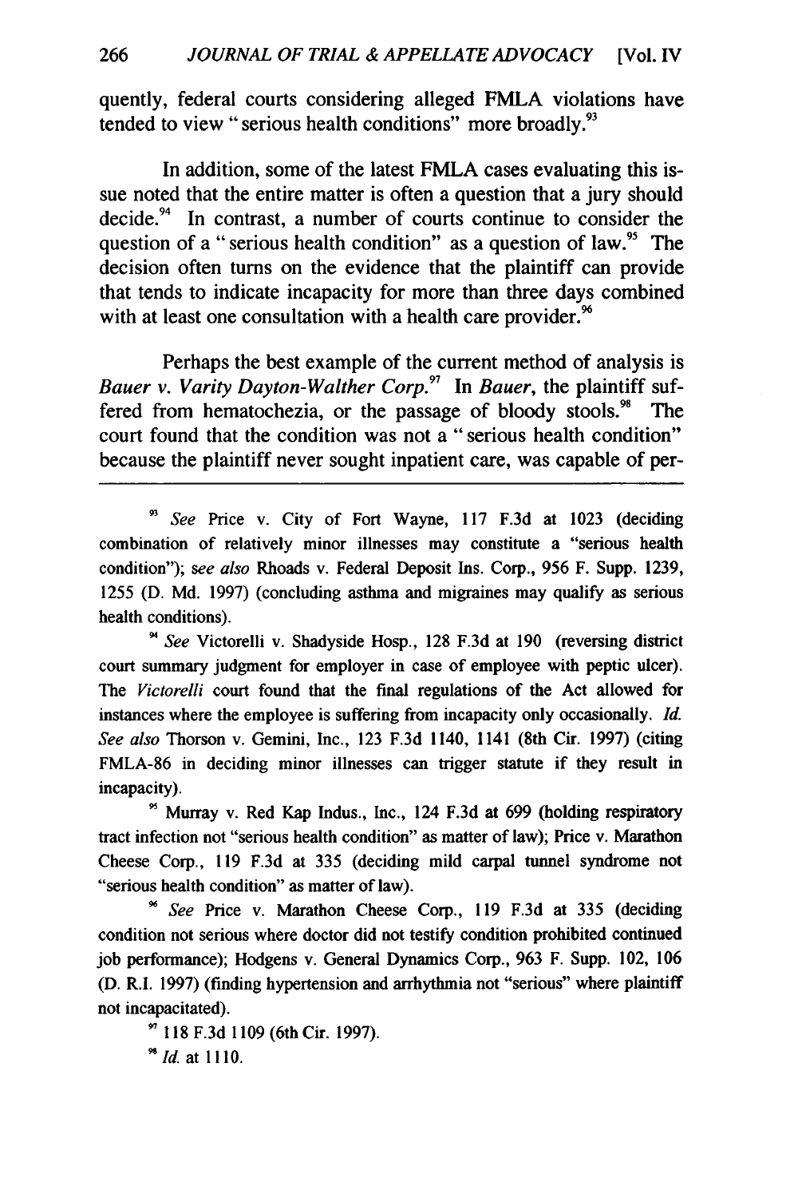quently, federal courts considering alleged FMLA violations have tended to view "serious health conditions" more broadly.[93]

In addition, some of the latest FMLA cases evaluating this issue noted that the entire matter is often a question that a jury should decide.[94] In contrast, a number of courts continue to consider the question of a "serious health condition" as a question of law.[95] The decision often turns on the evidence that the plaintiff can provide that tends to indicate incapacity for more than three days combined with at least one consultation with a health care provider.[96]

Perhaps the best example of the current method of analysis is *Bauer v. Varity Dayton-Walther Corp.*[97] In *Bauer*, the plaintiff suffered from hematochezia, or the passage of bloody stools.[98] The court found that the condition was not a "serious health condition" because the plaintiff never sought inpatient care, was capable of per-

---

[93] *See* Price v. City of Fort Wayne, 117 F.3d at 1023 (deciding combination of relatively minor illnesses may constitute a "serious health condition"); *see also* Rhoads v. Federal Deposit Ins. Corp., 956 F. Supp. 1239, 1255 (D. Md. 1997) (concluding asthma and migraines may qualify as serious health conditions).

[94] *See* Victorelli v. Shadyside Hosp., 128 F.3d at 190 (reversing district court summary judgment for employer in case of employee with peptic ulcer). The *Victorelli* court found that the final regulations of the Act allowed for instances where the employee is suffering from incapacity only occasionally. *Id.* *See also* Thorson v. Gemini, Inc., 123 F.3d 1140, 1141 (8th Cir. 1997) (citing FMLA-86 in deciding minor illnesses can trigger statute if they result in incapacity).

[95] Murray v. Red Kap Indus., Inc., 124 F.3d at 699 (holding respiratory tract infection not "serious health condition" as matter of law); Price v. Marathon Cheese Corp., 119 F.3d at 335 (deciding mild carpal tunnel syndrome not "serious health condition" as matter of law).

[96] *See* Price v. Marathon Cheese Corp., 119 F.3d at 335 (deciding condition not serious where doctor did not testify condition prohibited continued job performance); Hodgens v. General Dynamics Corp., 963 F. Supp. 102, 106 (D. R.I. 1997) (finding hypertension and arrhythmia not "serious" where plaintiff not incapacitated).

[97] 118 F.3d 1109 (6th Cir. 1997).

[98] *Id.* at 1110.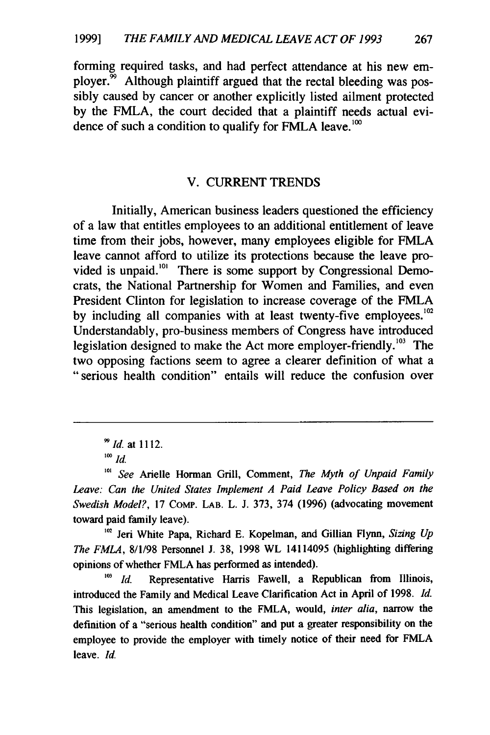forming required tasks, and had perfect attendance at his new employer.[99] Although plaintiff argued that the rectal bleeding was possibly caused by cancer or another explicitly listed ailment protected by the FMLA, the court decided that a plaintiff needs actual evidence of such a condition to qualify for FMLA leave.[100]

## V. CURRENT TRENDS

Initially, American business leaders questioned the efficiency of a law that entitles employees to an additional entitlement of leave time from their jobs, however, many employees eligible for FMLA leave cannot afford to utilize its protections because the leave provided is unpaid.[101] There is some support by Congressional Democrats, the National Partnership for Women and Families, and even President Clinton for legislation to increase coverage of the FMLA by including all companies with at least twenty-five employees.[102] Understandably, pro-business members of Congress have introduced legislation designed to make the Act more employer-friendly.[103] The two opposing factions seem to agree a clearer definition of what a "serious health condition" entails will reduce the confusion over

---

[99] *Id.* at 1112.

[100] *Id.*

[101] *See* Arielle Horman Grill, Comment, *The Myth of Unpaid Family Leave: Can the United States Implement A Paid Leave Policy Based on the Swedish Model?*, 17 COMP. LAB. L. J. 373, 374 (1996) (advocating movement toward paid family leave).

[102] Jeri White Papa, Richard E. Kopelman, and Gillian Flynn, *Sizing Up The FMLA*, 8/1/98 Personnel J. 38, 1998 WL 14114095 (highlighting differing opinions of whether FMLA has performed as intended).

[103] *Id.* Representative Harris Fawell, a Republican from Illinois, introduced the Family and Medical Leave Clarification Act in April of 1998. *Id.* This legislation, an amendment to the FMLA, would, *inter alia*, narrow the definition of a "serious health condition" and put a greater responsibility on the employee to provide the employer with timely notice of their need for FMLA leave. *Id.*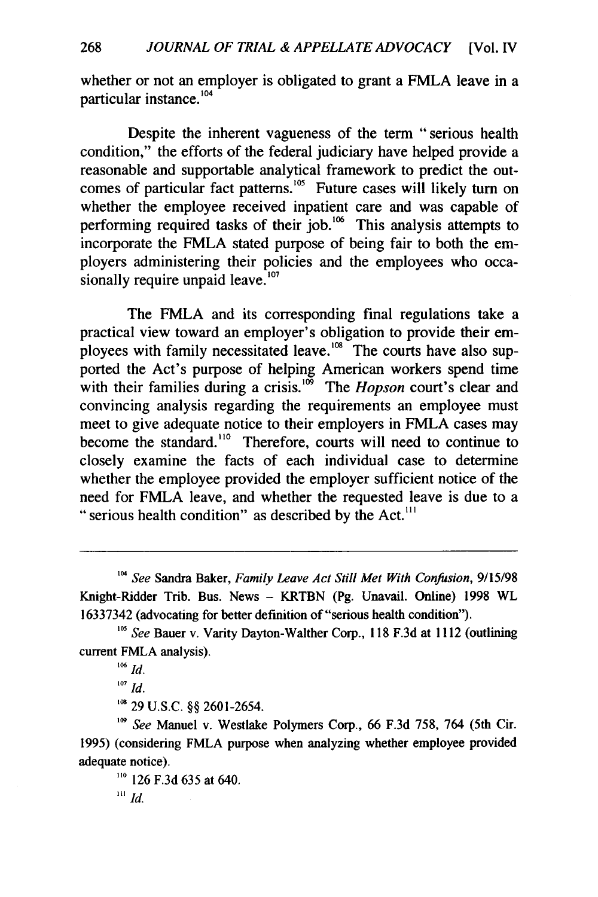whether or not an employer is obligated to grant a FMLA leave in a particular instance.[104]

Despite the inherent vagueness of the term "serious health condition," the efforts of the federal judiciary have helped provide a reasonable and supportable analytical framework to predict the outcomes of particular fact patterns.[105] Future cases will likely turn on whether the employee received inpatient care and was capable of performing required tasks of their job.[106] This analysis attempts to incorporate the FMLA stated purpose of being fair to both the employers administering their policies and the employees who occasionally require unpaid leave.[107]

The FMLA and its corresponding final regulations take a practical view toward an employer's obligation to provide their employees with family necessitated leave.[108] The courts have also supported the Act's purpose of helping American workers spend time with their families during a crisis.[109] The *Hopson* court's clear and convincing analysis regarding the requirements an employee must meet to give adequate notice to their employers in FMLA cases may become the standard.[110] Therefore, courts will need to continue to closely examine the facts of each individual case to determine whether the employee provided the employer sufficient notice of the need for FMLA leave, and whether the requested leave is due to a "serious health condition" as described by the Act.[111]

---

[104] *See* Sandra Baker, *Family Leave Act Still Met With Confusion*, 9/15/98 Knight-Ridder Trib. Bus. News – KRTBN (Pg. Unavail. Online) 1998 WL 16337342 (advocating for better definition of "serious health condition").

[105] *See* Bauer v. Varity Dayton-Walther Corp., 118 F.3d at 1112 (outlining current FMLA analysis).

[106] *Id.*

[107] *Id.*

[108] 29 U.S.C. §§ 2601-2654.

[109] *See* Manuel v. Westlake Polymers Corp., 66 F.3d 758, 764 (5th Cir. 1995) (considering FMLA purpose when analyzing whether employee provided adequate notice).

[110] 126 F.3d 635 at 640.

[111] *Id.*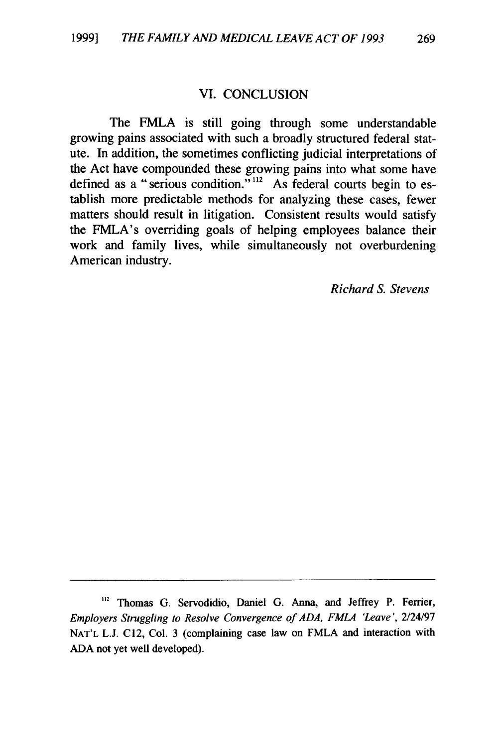## VI. CONCLUSION

The FMLA is still going through some understandable growing pains associated with such a broadly structured federal statute. In addition, the sometimes conflicting judicial interpretations of the Act have compounded these growing pains into what some have defined as a "serious condition."[112] As federal courts begin to establish more predictable methods for analyzing these cases, fewer matters should result in litigation. Consistent results would satisfy the FMLA's overriding goals of helping employees balance their work and family lives, while simultaneously not overburdening American industry.

*Richard S. Stevens*

---

[112] Thomas G. Servodidio, Daniel G. Anna, and Jeffrey P. Ferrier, *Employers Struggling to Resolve Convergence of ADA, FMLA 'Leave'*, 2/24/97 NAT'L L.J. C12, Col. 3 (complaining case law on FMLA and interaction with ADA not yet well developed).